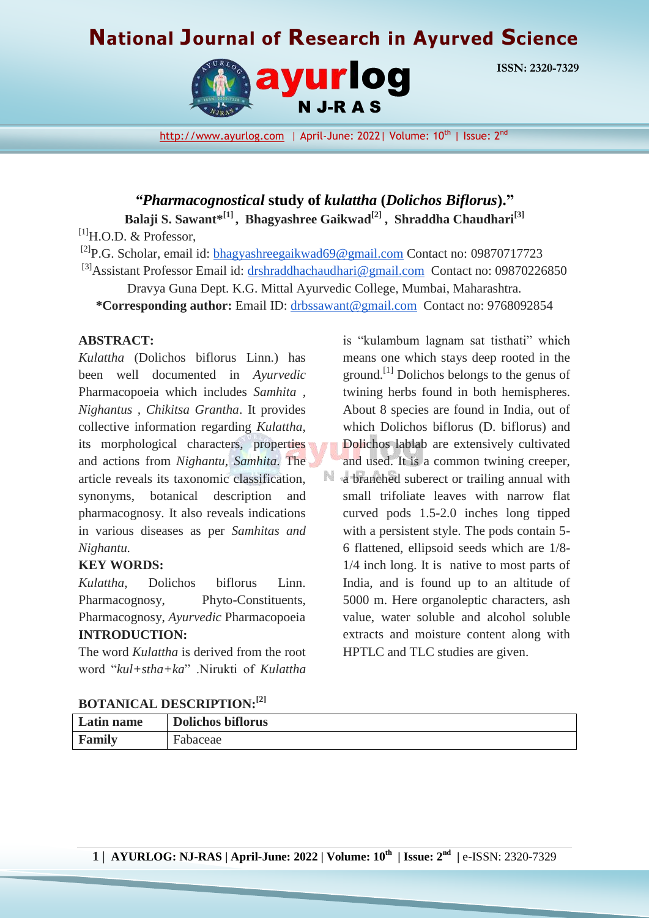# *"Pharmacognostical* study of *kulattha* (*Dolichos Biflorus*)."

**Balaji S. Sawant*[1], Bhagyashree Gaikwad[2], Shraddha Chaudhari[3]**

[1]H.O.D. & Professor,

[2]P.G. Scholar, email id: bhagyashreegaikwad69@gmail.com Contact no: 09870717723

[3]Assistant Professor Email id: drshraddhachaudhari@gmail.com Contact no: 09870226850

Dravya Guna Dept. K.G. Mittal Ayurvedic College, Mumbai, Maharashtra.

**\*Corresponding author:** Email ID: drbssawant@gmail.com Contact no: 9768092854

## ABSTRACT:

*Kulattha* (Dolichos biflorus Linn.) has been well documented in *Ayurvedic* Pharmacopoeia which includes *Samhita* , *Nighantus* , *Chikitsa Grantha*. It provides collective information regarding *Kulattha*, its morphological characters, properties and actions from *Nighantu*, *Samhita*. The article reveals its taxonomic classification, synonyms, botanical description and pharmacognosy. It also reveals indications in various diseases as per *Samhitas and Nighantu.*

## KEY WORDS:

*Kulattha*, Dolichos biflorus Linn. Pharmacognosy, Phyto-Constituents, Pharmacognosy, *Ayurvedic* Pharmacopoeia

## INTRODUCTION:

The word *Kulattha* is derived from the root word "*kul+stha+ka*" .Nirukti of *Kulattha* is "kulambum lagnam sat tisthati" which means one which stays deep rooted in the ground.[1] Dolichos belongs to the genus of twining herbs found in both hemispheres. About 8 species are found in India, out of which Dolichos biflorus (D. biflorus) and Dolichos lablab are extensively cultivated and used. It is a common twining creeper, a branched suberect or trailing annual with small trifoliate leaves with narrow flat curved pods 1.5-2.0 inches long tipped with a persistent style. The pods contain 5-6 flattened, ellipsoid seeds which are 1/8-1/4 inch long. It is native to most parts of India, and is found up to an altitude of 5000 m. Here organoleptic characters, ash value, water soluble and alcohol soluble extracts and moisture content along with HPTLC and TLC studies are given.

## BOTANICAL DESCRIPTION:[2]

| **Latin name** | **Dolichos biflorus** |
|---|---|
| **Family** | Fabaceae |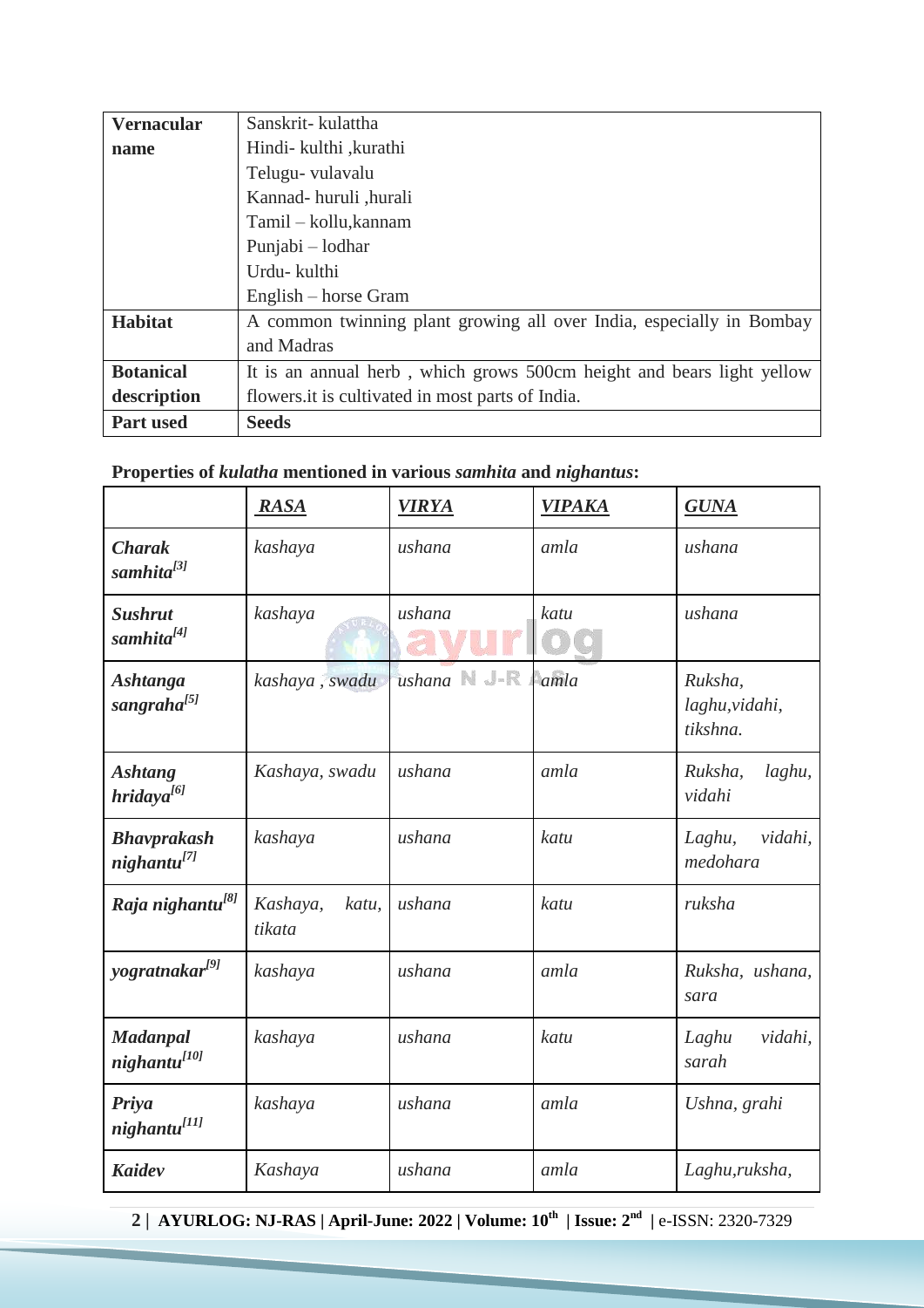| Vernacular name | Sanskrit- kulattha<br>Hindi- kulthi ,kurathi<br>Telugu- vulavalu<br>Kannad- huruli ,hurali<br>Tamil – kollu,kannam<br>Punjabi – lodhar<br>Urdu- kulthi<br>English – horse Gram |
|---|---|
| **Habitat** | A common twinning plant growing all over India, especially in Bombay and Madras |
| **Botanical description** | It is an annual herb , which grows 500cm height and bears light yellow flowers.it is cultivated in most parts of India. |
| **Part used** | **Seeds** |

**Properties of *kulatha* mentioned in various *samhita* and *nighantus*:**

| | ***RASA*** | ***VIRYA*** | ***VIPAKA*** | ***GUNA*** |
|---|---|---|---|---|
| ***Charak samhita*[3]** | *kashaya* | *ushana* | *amla* | *ushana* |
| ***Sushrut samhita*[4]** | *kashaya* | *ushana* | *katu* | *ushana* |
| ***Ashtanga sangraha*[5]** | *kashaya , swadu* | *ushana* | *amla* | *Ruksha, laghu,vidahi, tikshna.* |
| ***Ashtang hridaya*[6]** | *Kashaya, swadu* | *ushana* | *amla* | *Ruksha, laghu, vidahi* |
| ***Bhavprakash nighantu*[7]** | *kashaya* | *ushana* | *katu* | *Laghu, vidahi, medohara* |
| ***Raja nighantu*[8]** | *Kashaya, katu, tikata* | *ushana* | *katu* | *ruksha* |
| ***yogratnakar*[9]** | *kashaya* | *ushana* | *amla* | *Ruksha, ushana, sara* |
| ***Madanpal nighantu*[10]** | *kashaya* | *ushana* | *katu* | *Laghu vidahi, sarah* |
| ***Priya nighantu*[11]** | *kashaya* | *ushana* | *amla* | *Ushna, grahi* |
| ***Kaidev*** | *Kashaya* | *ushana* | *amla* | *Laghu,ruksha,* |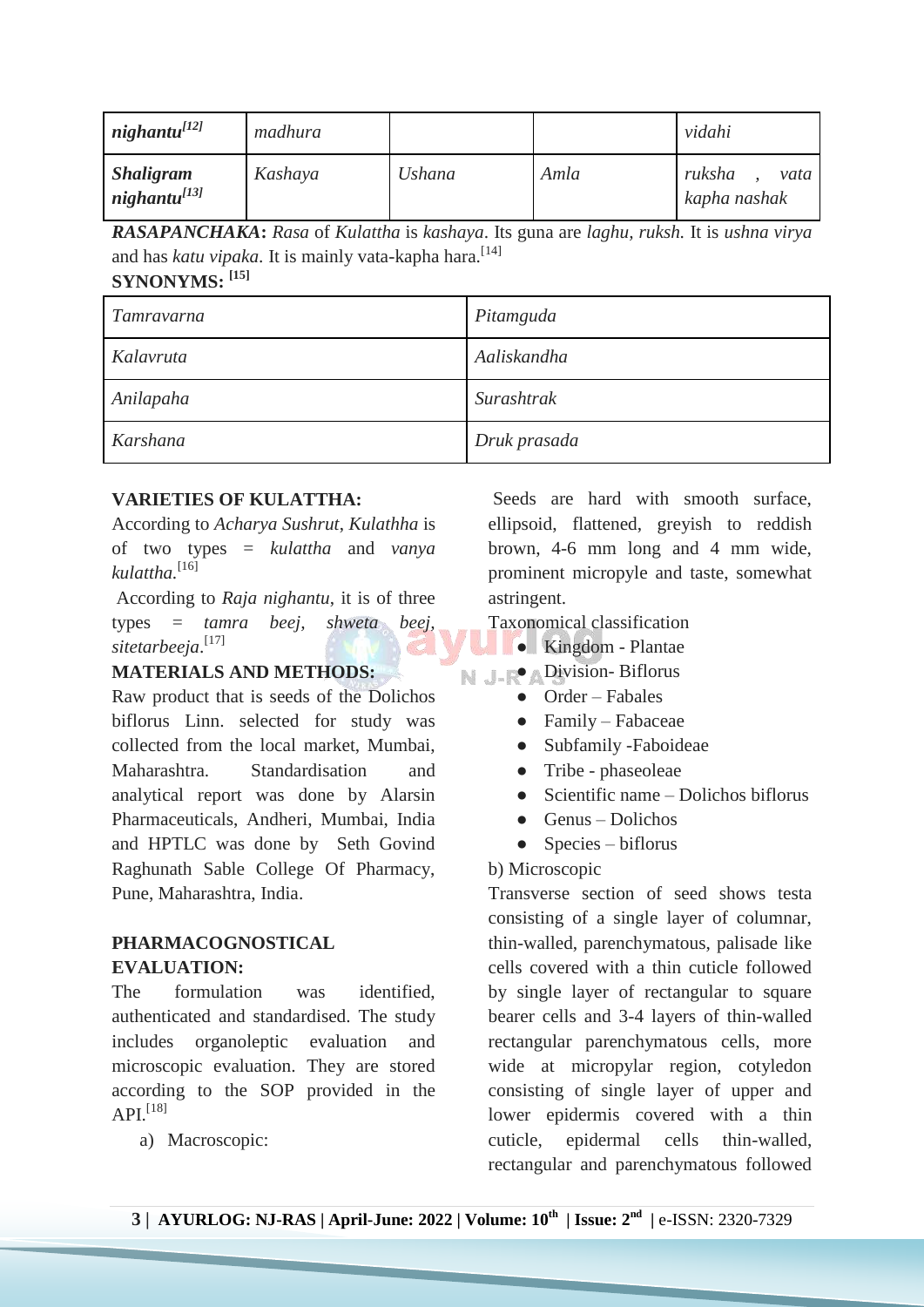| *nighantu*[12] | *madhura* | | | *vidahi* |
|---|---|---|---|---|
| ***Shaligram nighantu*[13]** | *Kashaya* | *Ushana* | *Amla* | *ruksha , vata kapha nashak* |

***RASAPANCHAKA*:** *Rasa* of *Kulattha* is *kashaya*. Its guna are *laghu, ruksh.* It is *ushna virya* and has *katu vipaka*. It is mainly vata-kapha hara.[14]

**SYNONYMS: [15]**

| *Tamravarna* | *Pitamguda* |
|---|---|
| *Kalavruta* | *Aaliskandha* |
| *Anilapaha* | *Surashtrak* |
| *Karshana* | *Druk prasada* |

**VARIETIES OF KULATTHA:**

According to *Acharya Sushrut*, *Kulathha* is of two types = *kulattha* and *vanya kulattha.*[16]

According to *Raja nighantu*, it is of three types = *tamra beej, shweta beej, sitetarbeeja*.[17]

**MATERIALS AND METHODS:**

Raw product that is seeds of the Dolichos biflorus Linn. selected for study was collected from the local market, Mumbai, Maharashtra. Standardisation and analytical report was done by Alarsin Pharmaceuticals, Andheri, Mumbai, India and HPTLC was done by Seth Govind Raghunath Sable College Of Pharmacy, Pune, Maharashtra, India.

**PHARMACOGNOSTICAL EVALUATION:**

The formulation was identified, authenticated and standardised. The study includes organoleptic evaluation and microscopic evaluation. They are stored according to the SOP provided in the API.[18]

a) Macroscopic:

Seeds are hard with smooth surface, ellipsoid, flattened, greyish to reddish brown, 4-6 mm long and 4 mm wide, prominent micropyle and taste, somewhat astringent.

Taxonomical classification

- Kingdom - Plantae
- Division- Biflorus
- Order – Fabales
- Family – Fabaceae
- Subfamily -Faboideae
- Tribe - phaseoleae
- Scientific name – Dolichos biflorus
- Genus – Dolichos
- Species – biflorus

b) Microscopic

Transverse section of seed shows testa consisting of a single layer of columnar, thin-walled, parenchymatous, palisade like cells covered with a thin cuticle followed by single layer of rectangular to square bearer cells and 3-4 layers of thin-walled rectangular parenchymatous cells, more wide at micropylar region, cotyledon consisting of single layer of upper and lower epidermis covered with a thin cuticle, epidermal cells thin-walled, rectangular and parenchymatous followed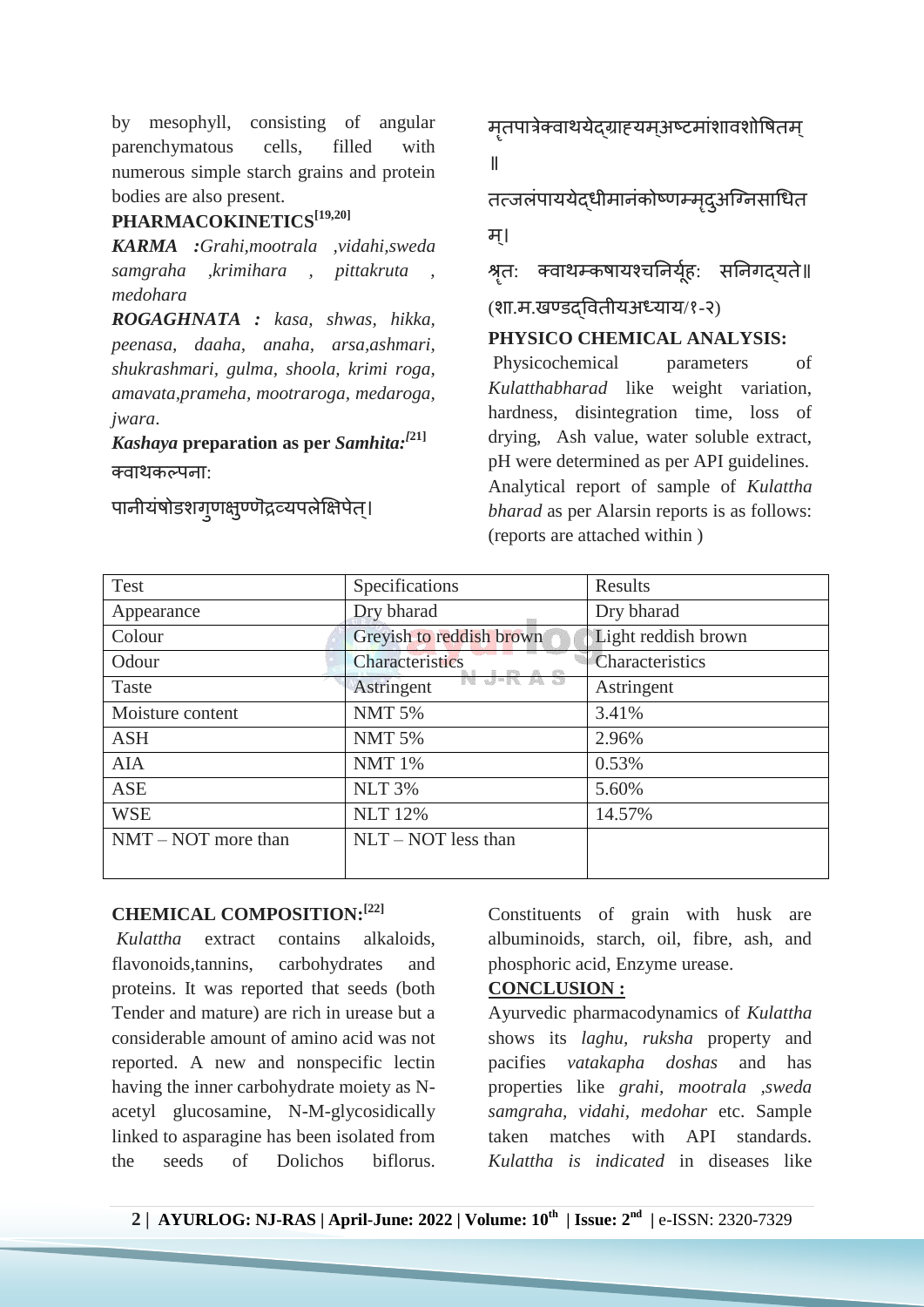by mesophyll, consisting of angular parenchymatous cells, filled with numerous simple starch grains and protein bodies are also present.

**PHARMACOKINETICS[19,20]**

***KARMA :****Grahi,mootrala ,vidahi,sweda samgraha ,krimihara , pittakruta , medohara*

***ROGAGHNATA :*** *kasa, shwas, hikka, peenasa, daaha, anaha, arsa,ashmari, shukrashmari, gulma, shoola, krimi roga, amavata,prameha, mootraroga, medaroga, jwara*.

***Kashaya* preparation as per *Samhita:*[21]**

क्वाथकल्पना:

पानीयंषोडशगुणक्षुण्णेद्रव्यपलेक्षिपेत्।

मृतपात्रेक्वाथयेद्ग्राह्यम्अष्टमांशावशोषितम् ॥

तत्जलंपाययेद्धीमानंकोष्णम्मृदुअग्निसाधितम्।

श्रृत: क्वाथम्कषायश्चनिर्यूह: सनिगद्यते॥

(शा.म.खण्डद्वितीयअध्याय/१-२)

**PHYSICO CHEMICAL ANALYSIS:**

Physicochemical parameters of *Kulatthabharad* like weight variation, hardness, disintegration time, loss of drying, Ash value, water soluble extract, pH were determined as per API guidelines. Analytical report of sample of *Kulattha bharad* as per Alarsin reports is as follows: (reports are attached within )

| Test | Specifications | Results |
|---|---|---|
| Appearance | Dry bharad | Dry bharad |
| Colour | Greyish to reddish brown | Light reddish brown |
| Odour | Characteristics | Characteristics |
| Taste | Astringent | Astringent |
| Moisture content | NMT 5% | 3.41% |
| ASH | NMT 5% | 2.96% |
| AIA | NMT 1% | 0.53% |
| ASE | NLT 3% | 5.60% |
| WSE | NLT 12% | 14.57% |
| NMT – NOT more than | NLT – NOT less than | |

**CHEMICAL COMPOSITION:[22]**

*Kulattha* extract contains alkaloids, flavonoids,tannins, carbohydrates and proteins. It was reported that seeds (both Tender and mature) are rich in urease but a considerable amount of amino acid was not reported. A new and nonspecific lectin having the inner carbohydrate moiety as N-acetyl glucosamine, N-M-glycosidically linked to asparagine has been isolated from the seeds of Dolichos biflorus. Constituents of grain with husk are albuminoids, starch, oil, fibre, ash, and phosphoric acid, Enzyme urease.

**CONCLUSION :**

Ayurvedic pharmacodynamics of *Kulattha* shows its *laghu, ruksha* property and pacifies *vatakapha doshas* and has properties like *grahi, mootrala ,sweda samgraha, vidahi, medohar* etc. Sample taken matches with API standards. *Kulattha is indicated* in diseases like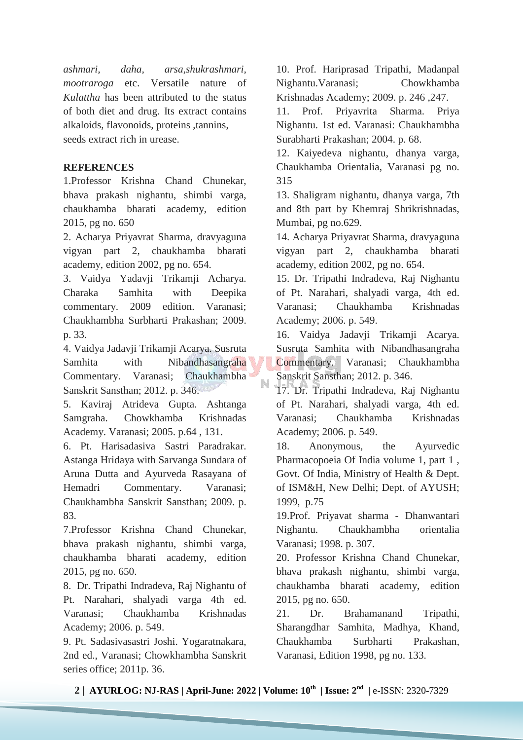*ashmari, daha, arsa,shukrashmari, mootraroga* etc. Versatile nature of *Kulattha* has been attributed to the status of both diet and drug. Its extract contains alkaloids, flavonoids, proteins ,tannins, seeds extract rich in urease.

## REFERENCES

1.Professor Krishna Chand Chunekar, bhava prakash nighantu, shimbi varga, chaukhamba bharati academy, edition 2015, pg no. 650

2. Acharya Priyavrat Sharma, dravyaguna vigyan part 2, chaukhamba bharati academy, edition 2002, pg no. 654.

3. Vaidya Yadavji Trikamji Acharya. Charaka Samhita with Deepika commentary. 2009 edition. Varanasi; Chaukhambha Surbharti Prakashan; 2009. p. 33.

4. Vaidya Jadavji Trikamji Acarya. Susruta Samhita with Nibandhasangraha Commentary. Varanasi; Chaukhambha Sanskrit Sansthan; 2012. p. 346.

5. Kaviraj Atrideva Gupta. Ashtanga Samgraha. Chowkhamba Krishnadas Academy. Varanasi; 2005. p.64 , 131.

6. Pt. Harisadasiva Sastri Paradrakar. Astanga Hridaya with Sarvanga Sundara of Aruna Dutta and Ayurveda Rasayana of Hemadri Commentary. Varanasi; Chaukhambha Sanskrit Sansthan; 2009. p. 83.

7.Professor Krishna Chand Chunekar, bhava prakash nighantu, shimbi varga, chaukhamba bharati academy, edition 2015, pg no. 650.

8. Dr. Tripathi Indradeva, Raj Nighantu of Pt. Narahari, shalyadi varga 4th ed. Varanasi; Chaukhamba Krishnadas Academy; 2006. p. 549.

9. Pt. Sadasivasastri Joshi. Yogaratnakara, 2nd ed., Varanasi; Chowkhambha Sanskrit series office; 2011p. 36.

10. Prof. Hariprasad Tripathi, Madanpal Nighantu.Varanasi; Chowkhamba Krishnadas Academy; 2009. p. 246 ,247.

11. Prof. Priyavrita Sharma. Priya Nighantu. 1st ed. Varanasi: Chaukhambha Surabharti Prakashan; 2004. p. 68.

12. Kaiyedeva nighantu, dhanya varga, Chaukhamba Orientalia, Varanasi pg no. 315

13. Shaligram nighantu, dhanya varga, 7th and 8th part by Khemraj Shrikrishnadas, Mumbai, pg no.629.

14. Acharya Priyavrat Sharma, dravyaguna vigyan part 2, chaukhamba bharati academy, edition 2002, pg no. 654.

15. Dr. Tripathi Indradeva, Raj Nighantu of Pt. Narahari, shalyadi varga, 4th ed. Varanasi; Chaukhamba Krishnadas Academy; 2006. p. 549.

16. Vaidya Jadavji Trikamji Acarya. Susruta Samhita with Nibandhasangraha Commentary. Varanasi; Chaukhambha Sanskrit Sansthan; 2012. p. 346.

17. Dr. Tripathi Indradeva, Raj Nighantu of Pt. Narahari, shalyadi varga, 4th ed. Varanasi; Chaukhamba Krishnadas Academy; 2006. p. 549.

18. Anonymous, the Ayurvedic Pharmacopoeia Of India volume 1, part 1 , Govt. Of India, Ministry of Health & Dept. of ISM&H, New Delhi; Dept. of AYUSH; 1999, p.75

19.Prof. Priyavat sharma - Dhanwantari Nighantu. Chaukhambha orientalia Varanasi; 1998. p. 307.

20. Professor Krishna Chand Chunekar, bhava prakash nighantu, shimbi varga, chaukhamba bharati academy, edition 2015, pg no. 650.

21. Dr. Brahamanand Tripathi, Sharangdhar Samhita, Madhya, Khand, Chaukhamba Surbharti Prakashan, Varanasi, Edition 1998, pg no. 133.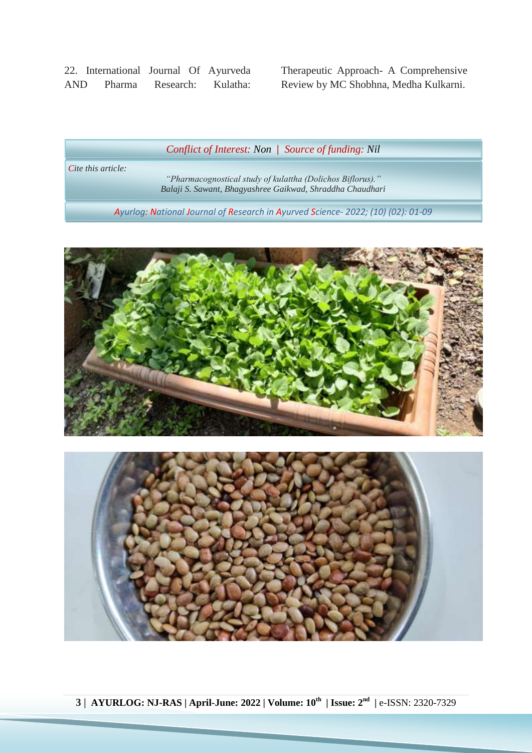22. International Journal Of Ayurveda AND Pharma Research: Kulatha: Therapeutic Approach- A Comprehensive Review by MC Shobhna, Medha Kulkarni.

*Conflict of Interest: Non | Source of funding: Nil*

*Cite this article:*

*"Pharmacognostical study of kulattha (Dolichos Biflorus)."*
*Balaji S. Sawant, Bhagyashree Gaikwad, Shraddha Chaudhari*

*Ayurlog: National Journal of Research in Ayurved Science- 2022; (10) (02): 01-09*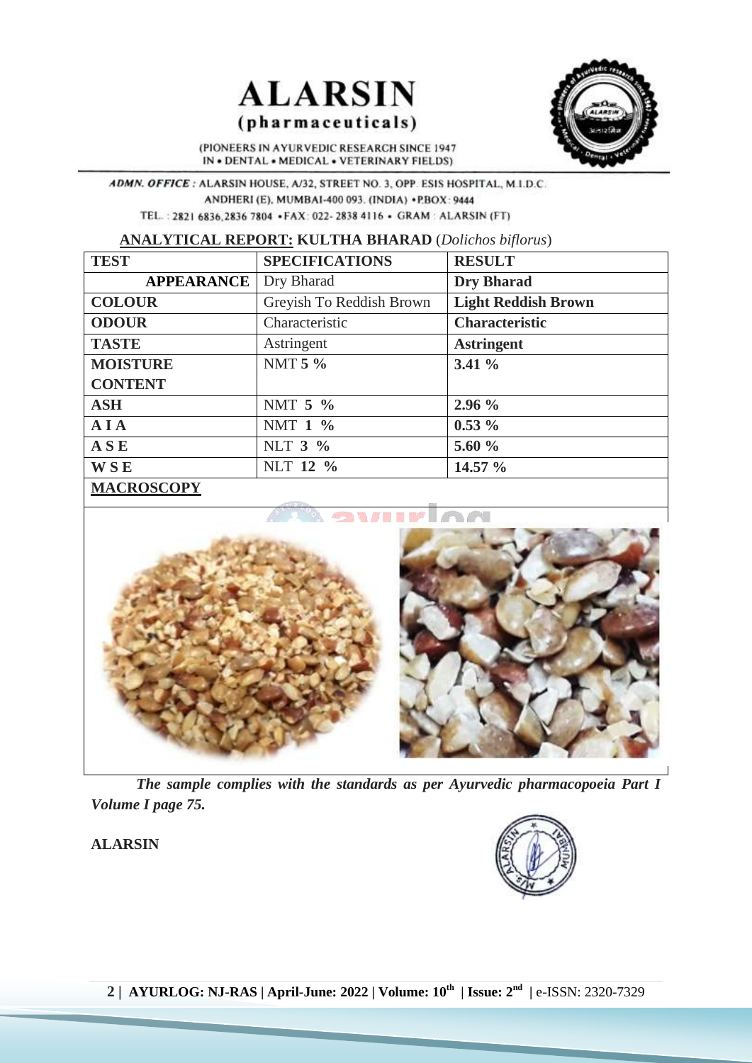# ALARSIN

## (pharmaceuticals)

(PIONEERS IN AYURVEDIC RESEARCH SINCE 1947
IN • DENTAL • MEDICAL • VETERINARY FIELDS)

*ADMN. OFFICE :* ALARSIN HOUSE, A/32, STREET NO. 3, OPP. ESIS HOSPITAL, M.I.D.C. ANDHERI (E), MUMBAI-400 093. (INDIA) • P.BOX : 9444
TEL. : 2821 6836, 2836 7804 • FAX : 022- 2838 4116 • GRAM : ALARSIN (FT)

**ANALYTICAL REPORT: KULTHA BHARAD** (*Dolichos biflorus*)

| TEST | SPECIFICATIONS | RESULT |
|---|---|---|
| **APPEARANCE** | Dry Bharad | **Dry Bharad** |
| **COLOUR** | Greyish To Reddish Brown | **Light Reddish Brown** |
| **ODOUR** | Characteristic | **Characteristic** |
| **TASTE** | Astringent | **Astringent** |
| **MOISTURE CONTENT** | NMT **5 %** | **3.41 %** |
| **ASH** | NMT **5 %** | **2.96 %** |
| **A I A** | NMT **1 %** | **0.53 %** |
| **A S E** | NLT **3 %** | **5.60 %** |
| **W S E** | NLT **12 %** | **14.57 %** |
| **MACROSCOPY** | | |

***The sample complies with the standards as per Ayurvedic pharmacopoeia Part I Volume I page 75.***

**ALARSIN**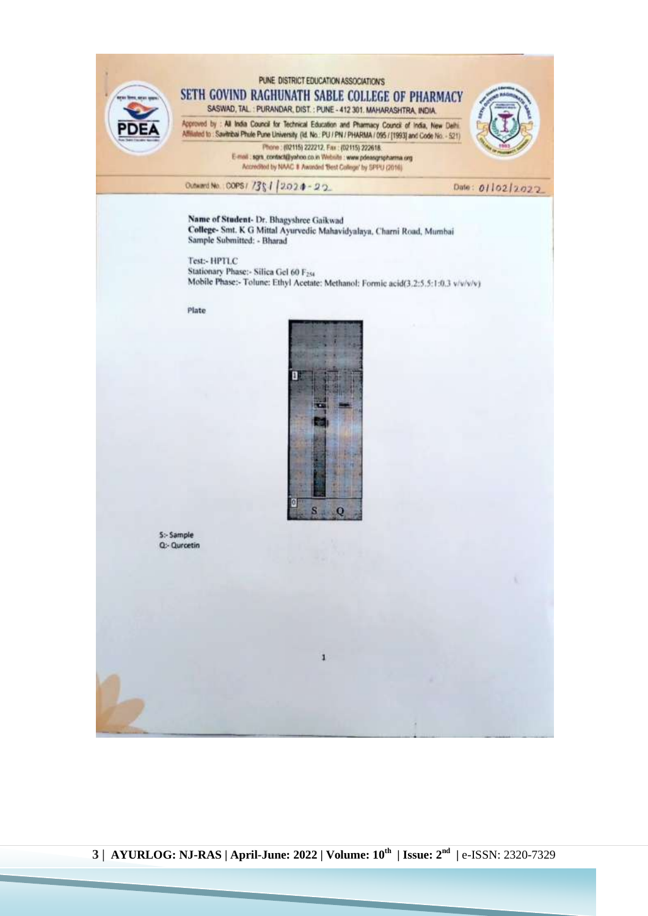PUNE DISTRICT EDUCATION ASSOCIATION'S

# SETH GOVIND RAGHUNATH SABLE COLLEGE OF PHARMACY

SASWAD, TAL. : PURANDAR, DIST. : PUNE - 412 301. MAHARASHTRA, INDIA.

Approved by : All India Council for Technical Education and Pharmacy Council of India, New Delhi.
Affiliated to : Savitribai Phule Pune University (Id. No.: PU / PN / PHARMA / 095 / [1993] and Code No. - 521)
Phone : (02115) 222212, Fax : (02115) 222618.
E-mail : sgrs_contact@yahoo.co.in Website : www.pdeasgrspharma.org
Accredited by NAAC & Awarded 'Best College' by SPPU (2016)

Outward No. : COPS / 738 / 2021-22 Date : 01/02/2022

**Name of Student-** Dr. Bhagyshree Gaikwad
**College-** Smt. K G Mittal Ayurvedic Mahavidyalaya, Charni Road, Mumbai
Sample Submitted: - Bharad

Test:- HPTLC
Stationary Phase:- Silica Gel 60 $F_{254}$
Mobile Phase:- Tolune: Ethyl Acetate: Methanol: Formic acid(3.2:5.5:1:0.3 v/v/v/v)

Plate

S:- Sample
Q:- Qurcetin

1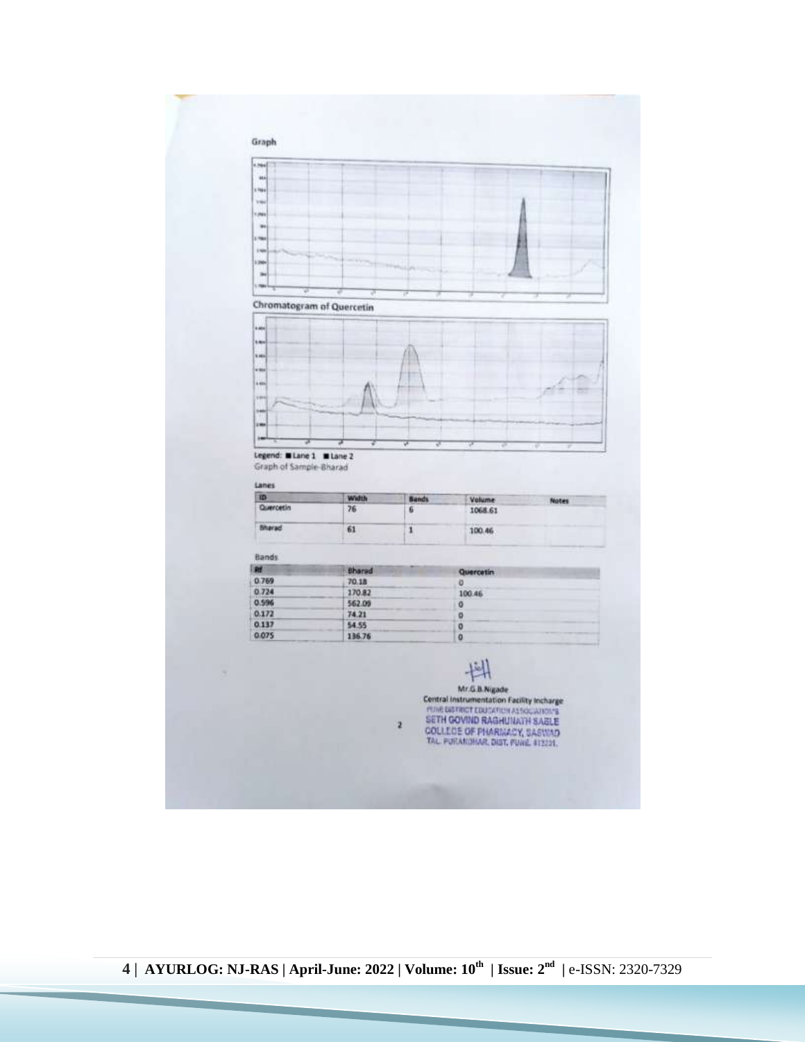Graph

Chromatogram of Quercetin

Legend: ■ Lane 1 ■ Lane 2

Graph of Sample-Bharad

Lanes

| ID | Width | Bands | Volume | Notes |
|---|---|---|---|---|
| Quercetin | 76 | 6 | 1068.61 | |
| Bharad | 61 | 1 | 100.46 | |

Bands

| Rf | Bharad | Quercetin |
|---|---|---|
| 0.769 | 70.18 | 0 |
| 0.724 | 170.82 | 100.46 |
| 0.596 | 562.09 | 0 |
| 0.172 | 74.21 | 0 |
| 0.137 | 54.55 | 0 |
| 0.075 | 136.76 | 0 |

Mr.G.B.Nigade
Central Instrumentation Facility Incharge
PUNE DISTRICT EDUCATION ASSOCIATION'S
SETH GOVIND RAGHUNATH SABLE
COLLEGE OF PHARMACY, SASWAD
TAL. PURANDHAR, DIST. PUNE. 412301.

2